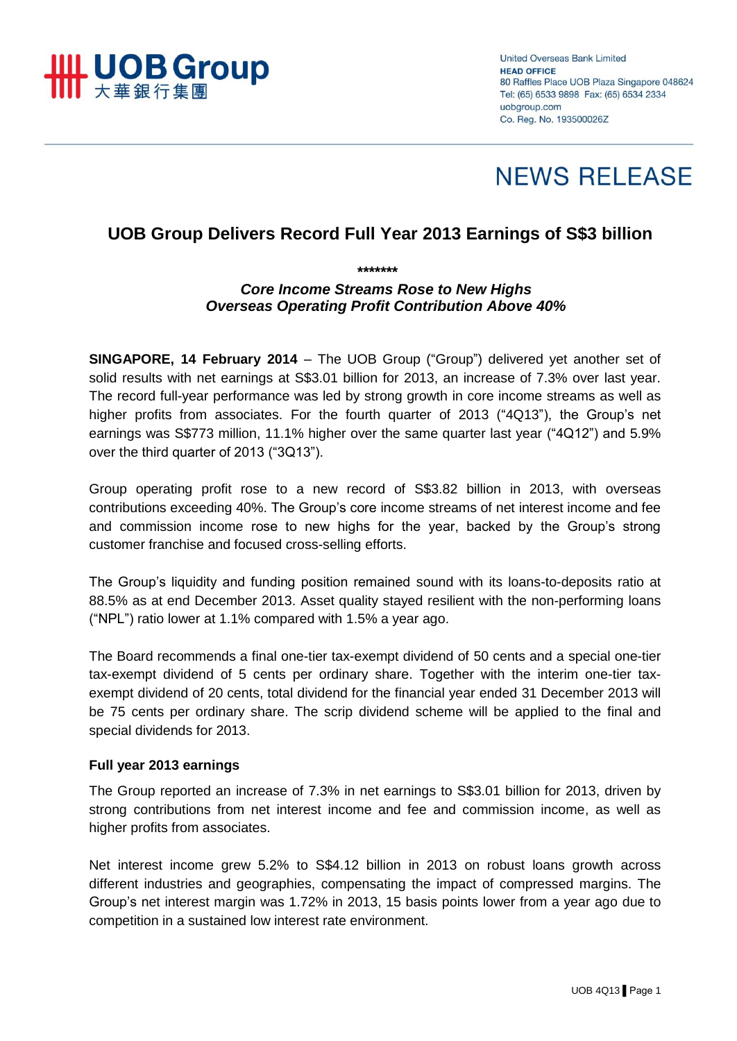United Overseas Bank Limited
**HEAD OFFICE**
80 Raffles Place UOB Plaza Singapore 048624
Tel: (65) 6533 9898 Fax: (65) 6534 2334
uobgroup.com
Co. Reg. No. 193500026Z

# NEWS RELEASE

## UOB Group Delivers Record Full Year 2013 Earnings of S$3 billion

*******

***Core Income Streams Rose to New Highs***
***Overseas Operating Profit Contribution Above 40%***

**SINGAPORE, 14 February 2014** – The UOB Group ("Group") delivered yet another set of solid results with net earnings at S$3.01 billion for 2013, an increase of 7.3% over last year. The record full-year performance was led by strong growth in core income streams as well as higher profits from associates. For the fourth quarter of 2013 ("4Q13"), the Group's net earnings was S$773 million, 11.1% higher over the same quarter last year ("4Q12") and 5.9% over the third quarter of 2013 ("3Q13").

Group operating profit rose to a new record of S$3.82 billion in 2013, with overseas contributions exceeding 40%. The Group's core income streams of net interest income and fee and commission income rose to new highs for the year, backed by the Group's strong customer franchise and focused cross-selling efforts.

The Group's liquidity and funding position remained sound with its loans-to-deposits ratio at 88.5% as at end December 2013. Asset quality stayed resilient with the non-performing loans ("NPL") ratio lower at 1.1% compared with 1.5% a year ago.

The Board recommends a final one-tier tax-exempt dividend of 50 cents and a special one-tier tax-exempt dividend of 5 cents per ordinary share. Together with the interim one-tier tax-exempt dividend of 20 cents, total dividend for the financial year ended 31 December 2013 will be 75 cents per ordinary share. The scrip dividend scheme will be applied to the final and special dividends for 2013.

### Full year 2013 earnings

The Group reported an increase of 7.3% in net earnings to S$3.01 billion for 2013, driven by strong contributions from net interest income and fee and commission income, as well as higher profits from associates.

Net interest income grew 5.2% to S$4.12 billion in 2013 on robust loans growth across different industries and geographies, compensating the impact of compressed margins. The Group's net interest margin was 1.72% in 2013, 15 basis points lower from a year ago due to competition in a sustained low interest rate environment.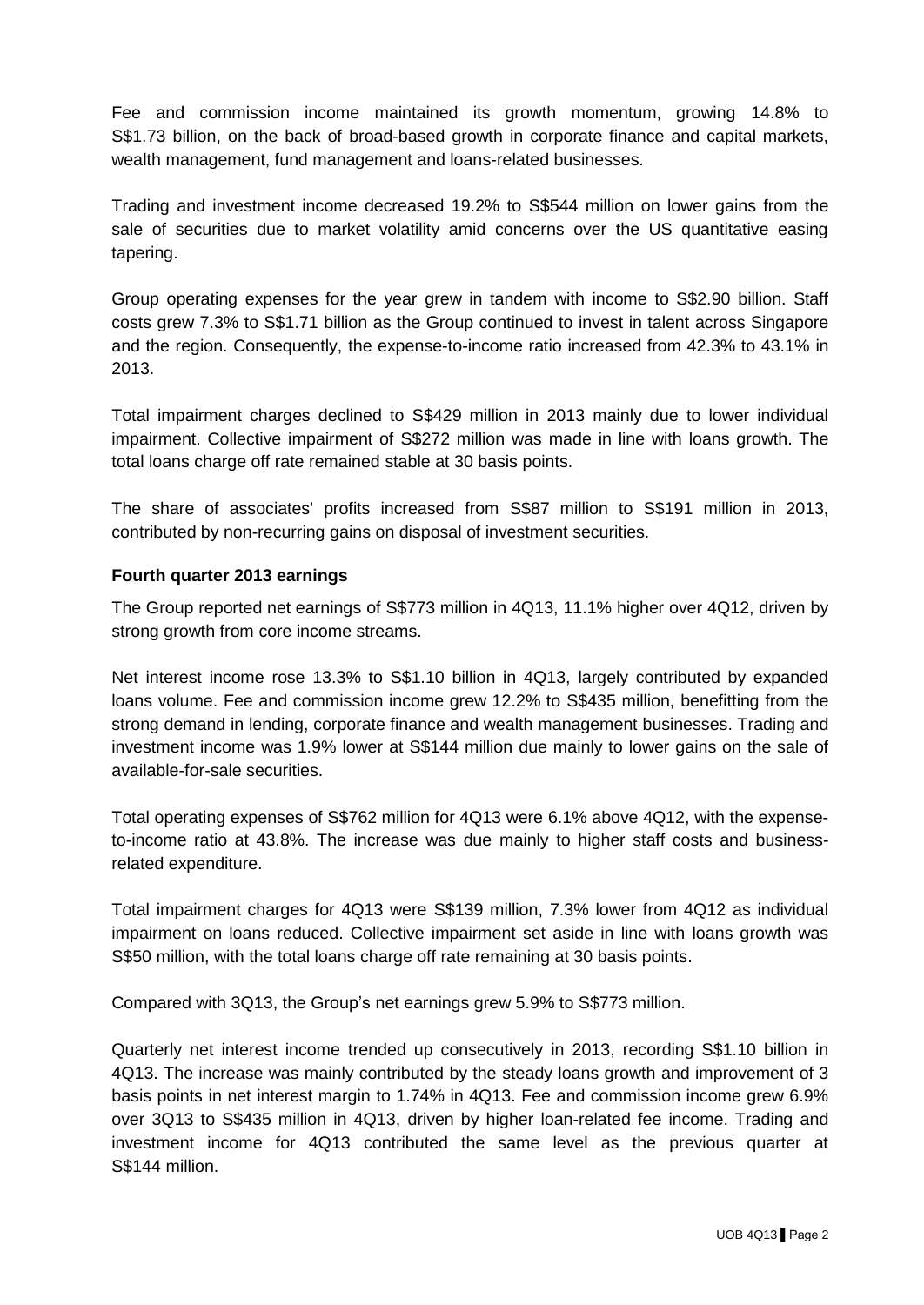Fee and commission income maintained its growth momentum, growing 14.8% to S$1.73 billion, on the back of broad-based growth in corporate finance and capital markets, wealth management, fund management and loans-related businesses.

Trading and investment income decreased 19.2% to S$544 million on lower gains from the sale of securities due to market volatility amid concerns over the US quantitative easing tapering.

Group operating expenses for the year grew in tandem with income to S$2.90 billion. Staff costs grew 7.3% to S$1.71 billion as the Group continued to invest in talent across Singapore and the region. Consequently, the expense-to-income ratio increased from 42.3% to 43.1% in 2013.

Total impairment charges declined to S$429 million in 2013 mainly due to lower individual impairment. Collective impairment of S$272 million was made in line with loans growth. The total loans charge off rate remained stable at 30 basis points.

The share of associates' profits increased from S$87 million to S$191 million in 2013, contributed by non-recurring gains on disposal of investment securities.

**Fourth quarter 2013 earnings**

The Group reported net earnings of S$773 million in 4Q13, 11.1% higher over 4Q12, driven by strong growth from core income streams.

Net interest income rose 13.3% to S$1.10 billion in 4Q13, largely contributed by expanded loans volume. Fee and commission income grew 12.2% to S$435 million, benefitting from the strong demand in lending, corporate finance and wealth management businesses. Trading and investment income was 1.9% lower at S$144 million due mainly to lower gains on the sale of available-for-sale securities.

Total operating expenses of S$762 million for 4Q13 were 6.1% above 4Q12, with the expense-to-income ratio at 43.8%. The increase was due mainly to higher staff costs and business-related expenditure.

Total impairment charges for 4Q13 were S$139 million, 7.3% lower from 4Q12 as individual impairment on loans reduced. Collective impairment set aside in line with loans growth was S$50 million, with the total loans charge off rate remaining at 30 basis points.

Compared with 3Q13, the Group's net earnings grew 5.9% to S$773 million.

Quarterly net interest income trended up consecutively in 2013, recording S$1.10 billion in 4Q13. The increase was mainly contributed by the steady loans growth and improvement of 3 basis points in net interest margin to 1.74% in 4Q13. Fee and commission income grew 6.9% over 3Q13 to S$435 million in 4Q13, driven by higher loan-related fee income. Trading and investment income for 4Q13 contributed the same level as the previous quarter at S$144 million.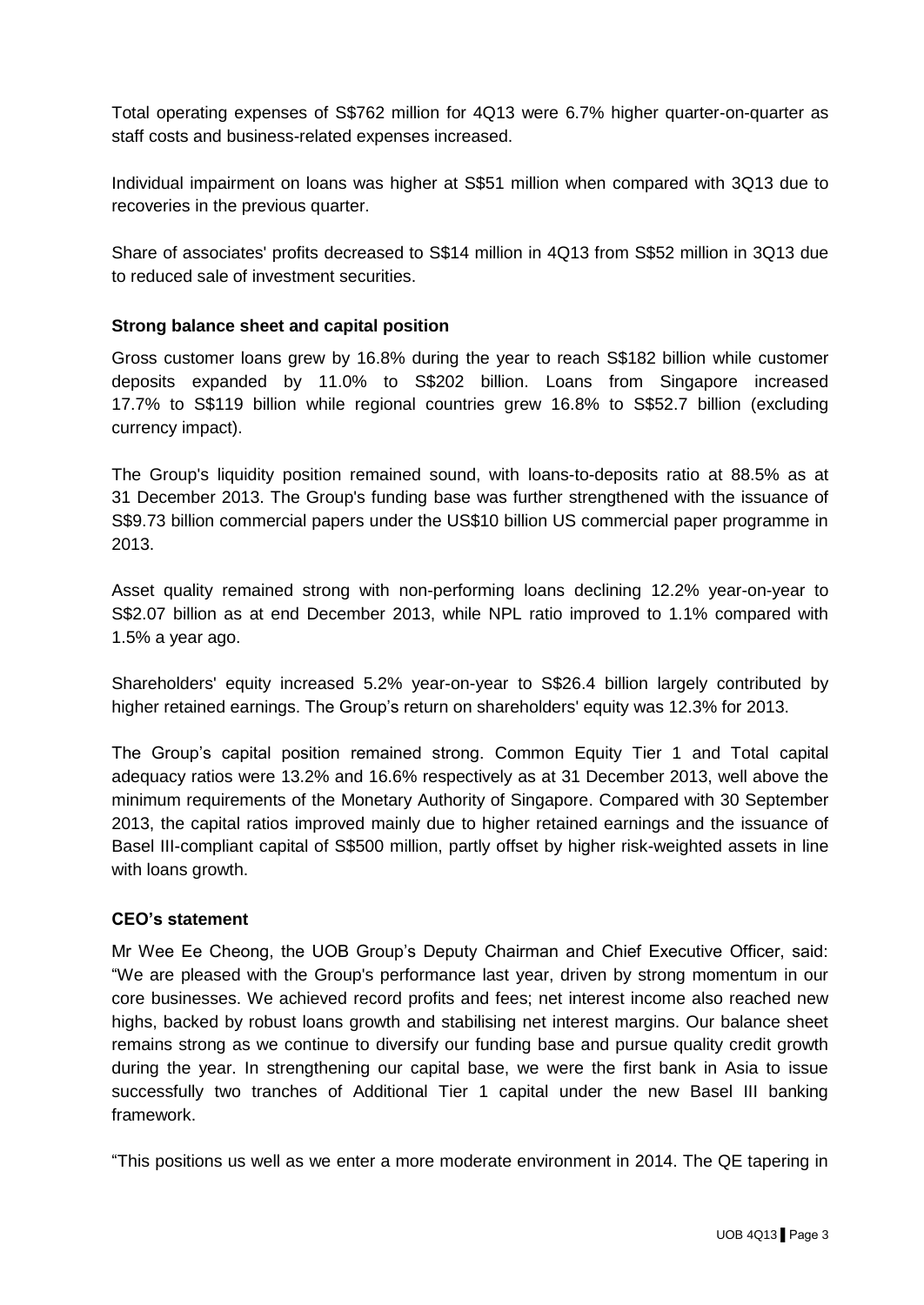Total operating expenses of S$762 million for 4Q13 were 6.7% higher quarter-on-quarter as staff costs and business-related expenses increased.

Individual impairment on loans was higher at S$51 million when compared with 3Q13 due to recoveries in the previous quarter.

Share of associates' profits decreased to S$14 million in 4Q13 from S$52 million in 3Q13 due to reduced sale of investment securities.

**Strong balance sheet and capital position**

Gross customer loans grew by 16.8% during the year to reach S$182 billion while customer deposits expanded by 11.0% to S$202 billion. Loans from Singapore increased 17.7% to S$119 billion while regional countries grew 16.8% to S$52.7 billion (excluding currency impact).

The Group's liquidity position remained sound, with loans-to-deposits ratio at 88.5% as at 31 December 2013. The Group's funding base was further strengthened with the issuance of S$9.73 billion commercial papers under the US$10 billion US commercial paper programme in 2013.

Asset quality remained strong with non-performing loans declining 12.2% year-on-year to S$2.07 billion as at end December 2013, while NPL ratio improved to 1.1% compared with 1.5% a year ago.

Shareholders' equity increased 5.2% year-on-year to S$26.4 billion largely contributed by higher retained earnings. The Group's return on shareholders' equity was 12.3% for 2013.

The Group's capital position remained strong. Common Equity Tier 1 and Total capital adequacy ratios were 13.2% and 16.6% respectively as at 31 December 2013, well above the minimum requirements of the Monetary Authority of Singapore. Compared with 30 September 2013, the capital ratios improved mainly due to higher retained earnings and the issuance of Basel III-compliant capital of S$500 million, partly offset by higher risk-weighted assets in line with loans growth.

**CEO's statement**

Mr Wee Ee Cheong, the UOB Group's Deputy Chairman and Chief Executive Officer, said: "We are pleased with the Group's performance last year, driven by strong momentum in our core businesses. We achieved record profits and fees; net interest income also reached new highs, backed by robust loans growth and stabilising net interest margins. Our balance sheet remains strong as we continue to diversify our funding base and pursue quality credit growth during the year. In strengthening our capital base, we were the first bank in Asia to issue successfully two tranches of Additional Tier 1 capital under the new Basel III banking framework.

"This positions us well as we enter a more moderate environment in 2014. The QE tapering in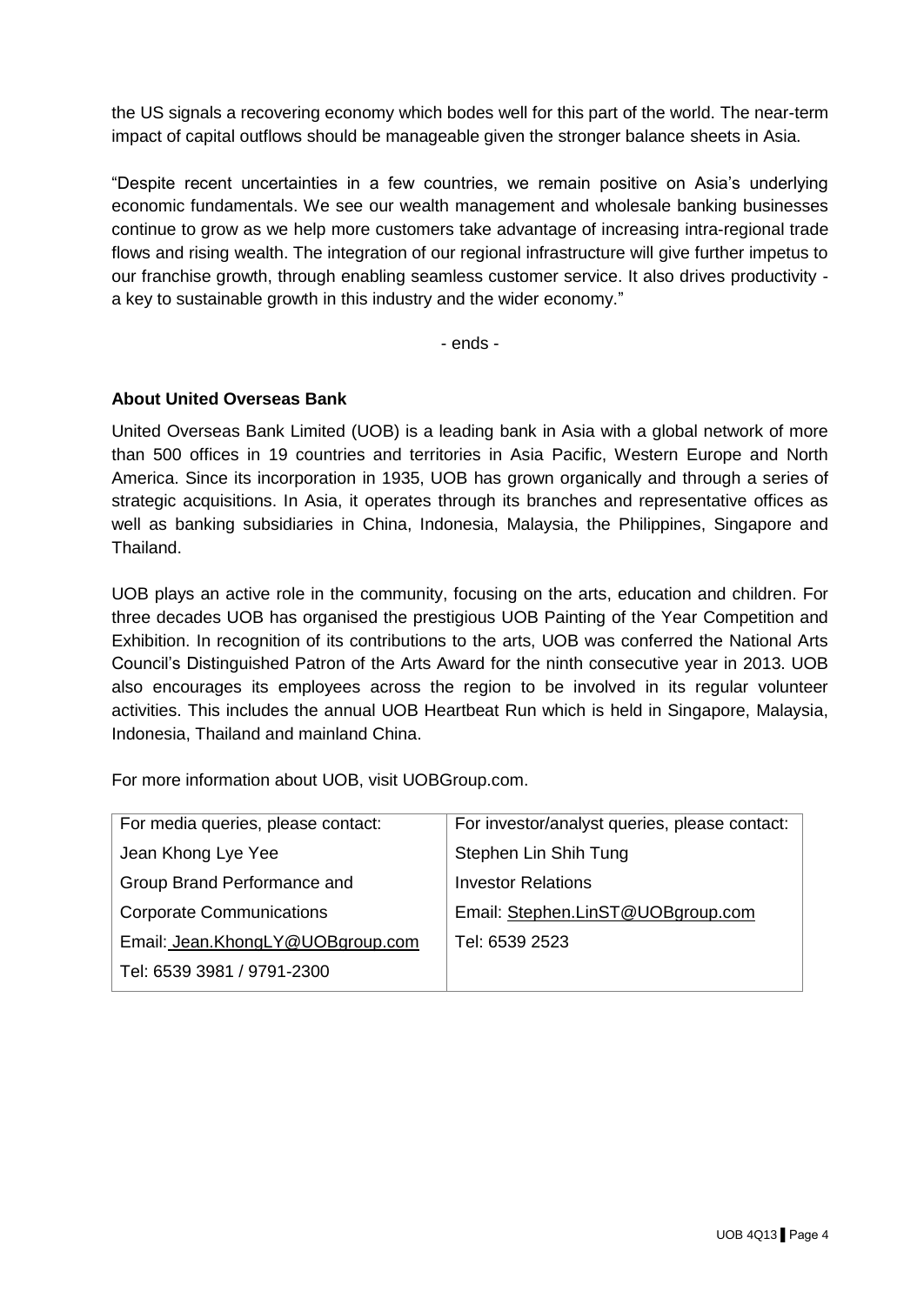the US signals a recovering economy which bodes well for this part of the world. The near-term impact of capital outflows should be manageable given the stronger balance sheets in Asia.

"Despite recent uncertainties in a few countries, we remain positive on Asia's underlying economic fundamentals. We see our wealth management and wholesale banking businesses continue to grow as we help more customers take advantage of increasing intra-regional trade flows and rising wealth. The integration of our regional infrastructure will give further impetus to our franchise growth, through enabling seamless customer service. It also drives productivity - a key to sustainable growth in this industry and the wider economy."

- ends -

**About United Overseas Bank**

United Overseas Bank Limited (UOB) is a leading bank in Asia with a global network of more than 500 offices in 19 countries and territories in Asia Pacific, Western Europe and North America. Since its incorporation in 1935, UOB has grown organically and through a series of strategic acquisitions. In Asia, it operates through its branches and representative offices as well as banking subsidiaries in China, Indonesia, Malaysia, the Philippines, Singapore and Thailand.

UOB plays an active role in the community, focusing on the arts, education and children. For three decades UOB has organised the prestigious UOB Painting of the Year Competition and Exhibition. In recognition of its contributions to the arts, UOB was conferred the National Arts Council's Distinguished Patron of the Arts Award for the ninth consecutive year in 2013. UOB also encourages its employees across the region to be involved in its regular volunteer activities. This includes the annual UOB Heartbeat Run which is held in Singapore, Malaysia, Indonesia, Thailand and mainland China.

For more information about UOB, visit UOBGroup.com.

| | |
|---|---|
| For media queries, please contact: | For investor/analyst queries, please contact: |
| Jean Khong Lye Yee | Stephen Lin Shih Tung |
| Group Brand Performance and | Investor Relations |
| Corporate Communications | Email: Stephen.LinST@UOBgroup.com |
| Email: Jean.KhongLY@UOBgroup.com | Tel: 6539 2523 |
| Tel: 6539 3981 / 9791-2300 | |